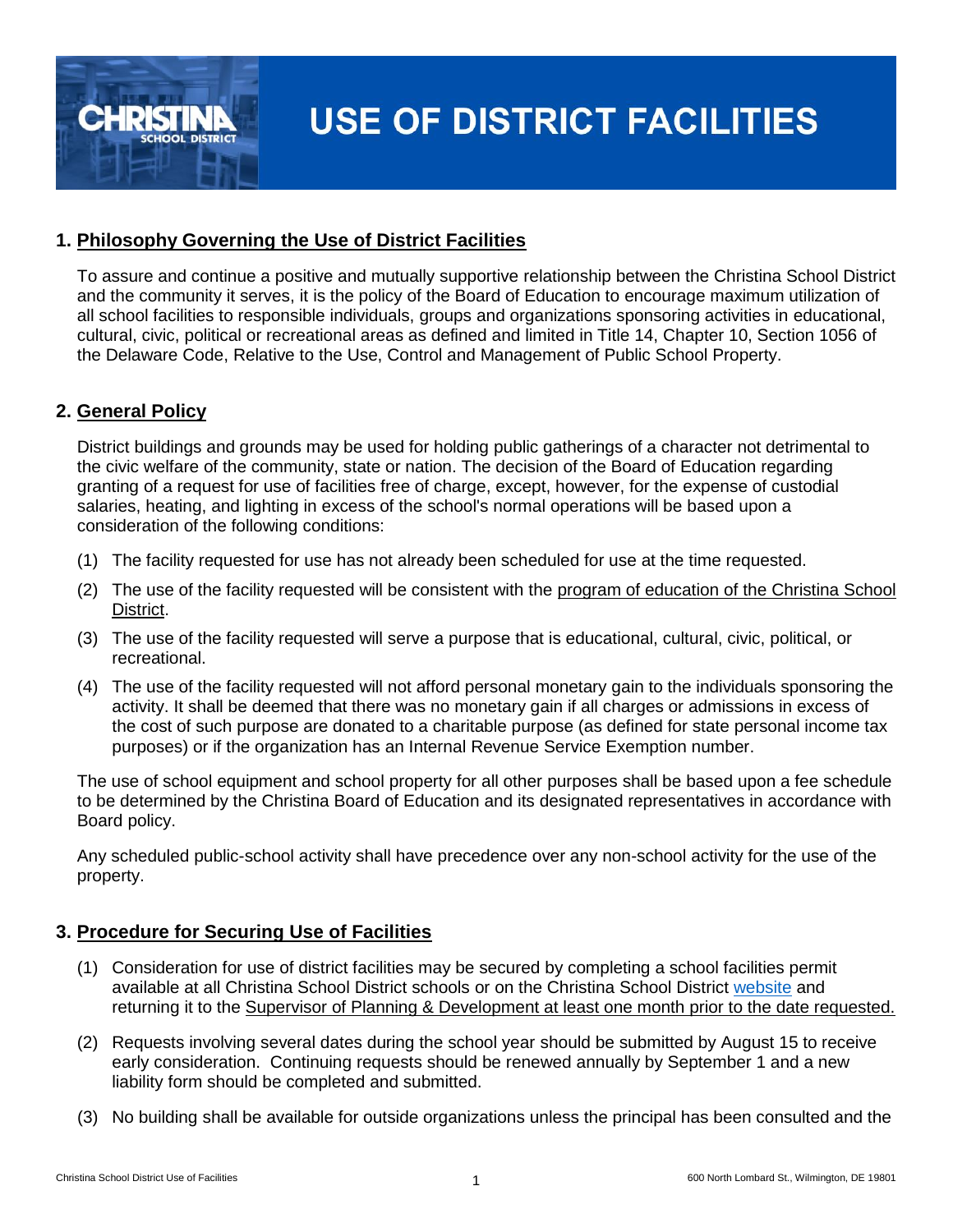# USE OF DISTRICT FACILITIES

## 1. Philosophy Governing the Use of District Facilities

To assure and continue a positive and mutually supportive relationship between the Christina School District and the community it serves, it is the policy of the Board of Education to encourage maximum utilization of all school facilities to responsible individuals, groups and organizations sponsoring activities in educational, cultural, civic, political or recreational areas as defined and limited in Title 14, Chapter 10, Section 1056 of the Delaware Code, Relative to the Use, Control and Management of Public School Property.

## 2. General Policy

District buildings and grounds may be used for holding public gatherings of a character not detrimental to the civic welfare of the community, state or nation. The decision of the Board of Education regarding granting of a request for use of facilities free of charge, except, however, for the expense of custodial salaries, heating, and lighting in excess of the school's normal operations will be based upon a consideration of the following conditions:

(1) The facility requested for use has not already been scheduled for use at the time requested.

(2) The use of the facility requested will be consistent with the program of education of the Christina School District.

(3) The use of the facility requested will serve a purpose that is educational, cultural, civic, political, or recreational.

(4) The use of the facility requested will not afford personal monetary gain to the individuals sponsoring the activity. It shall be deemed that there was no monetary gain if all charges or admissions in excess of the cost of such purpose are donated to a charitable purpose (as defined for state personal income tax purposes) or if the organization has an Internal Revenue Service Exemption number.

The use of school equipment and school property for all other purposes shall be based upon a fee schedule to be determined by the Christina Board of Education and its designated representatives in accordance with Board policy.

Any scheduled public-school activity shall have precedence over any non-school activity for the use of the property.

## 3. Procedure for Securing Use of Facilities

(1) Consideration for use of district facilities may be secured by completing a school facilities permit available at all Christina School District schools or on the Christina School District website and returning it to the Supervisor of Planning & Development at least one month prior to the date requested.

(2) Requests involving several dates during the school year should be submitted by August 15 to receive early consideration. Continuing requests should be renewed annually by September 1 and a new liability form should be completed and submitted.

(3) No building shall be available for outside organizations unless the principal has been consulted and the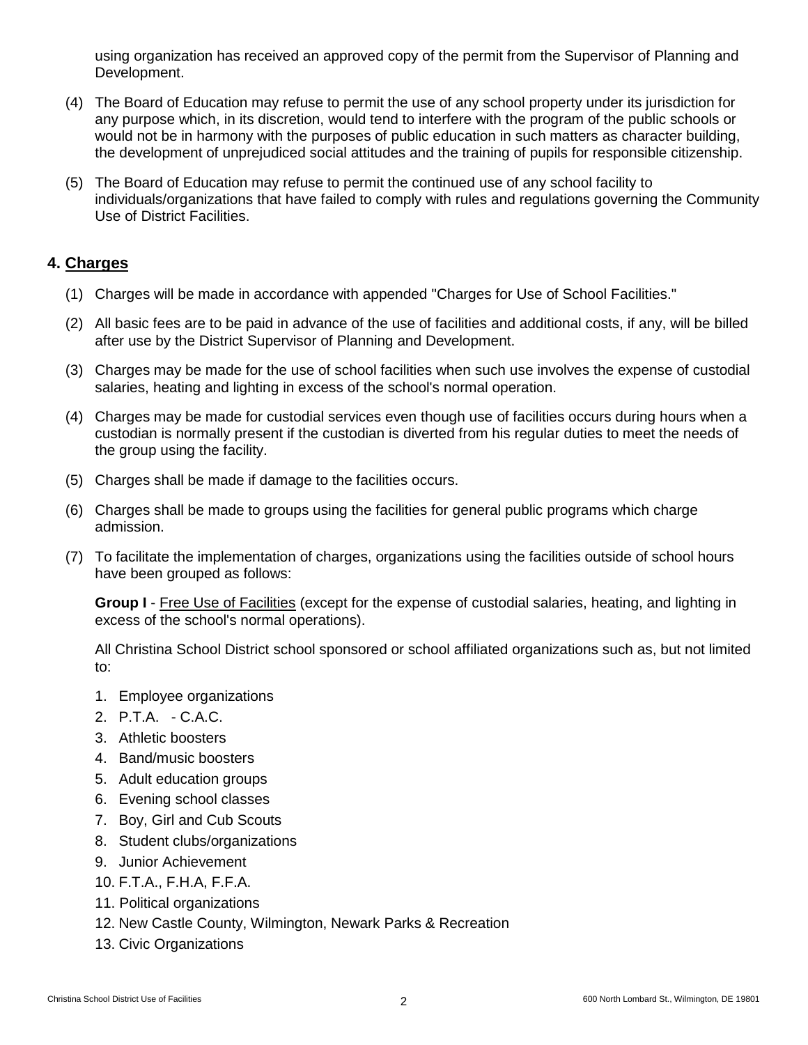using organization has received an approved copy of the permit from the Supervisor of Planning and Development.

(4) The Board of Education may refuse to permit the use of any school property under its jurisdiction for any purpose which, in its discretion, would tend to interfere with the program of the public schools or would not be in harmony with the purposes of public education in such matters as character building, the development of unprejudiced social attitudes and the training of pupils for responsible citizenship.

(5) The Board of Education may refuse to permit the continued use of any school facility to individuals/organizations that have failed to comply with rules and regulations governing the Community Use of District Facilities.

## 4. Charges

(1) Charges will be made in accordance with appended "Charges for Use of School Facilities."

(2) All basic fees are to be paid in advance of the use of facilities and additional costs, if any, will be billed after use by the District Supervisor of Planning and Development.

(3) Charges may be made for the use of school facilities when such use involves the expense of custodial salaries, heating and lighting in excess of the school's normal operation.

(4) Charges may be made for custodial services even though use of facilities occurs during hours when a custodian is normally present if the custodian is diverted from his regular duties to meet the needs of the group using the facility.

(5) Charges shall be made if damage to the facilities occurs.

(6) Charges shall be made to groups using the facilities for general public programs which charge admission.

(7) To facilitate the implementation of charges, organizations using the facilities outside of school hours have been grouped as follows:

**Group I** - Free Use of Facilities (except for the expense of custodial salaries, heating, and lighting in excess of the school's normal operations).

All Christina School District school sponsored or school affiliated organizations such as, but not limited to:

1. Employee organizations
2. P.T.A. - C.A.C.
3. Athletic boosters
4. Band/music boosters
5. Adult education groups
6. Evening school classes
7. Boy, Girl and Cub Scouts
8. Student clubs/organizations
9. Junior Achievement
10. F.T.A., F.H.A, F.F.A.
11. Political organizations
12. New Castle County, Wilmington, Newark Parks & Recreation
13. Civic Organizations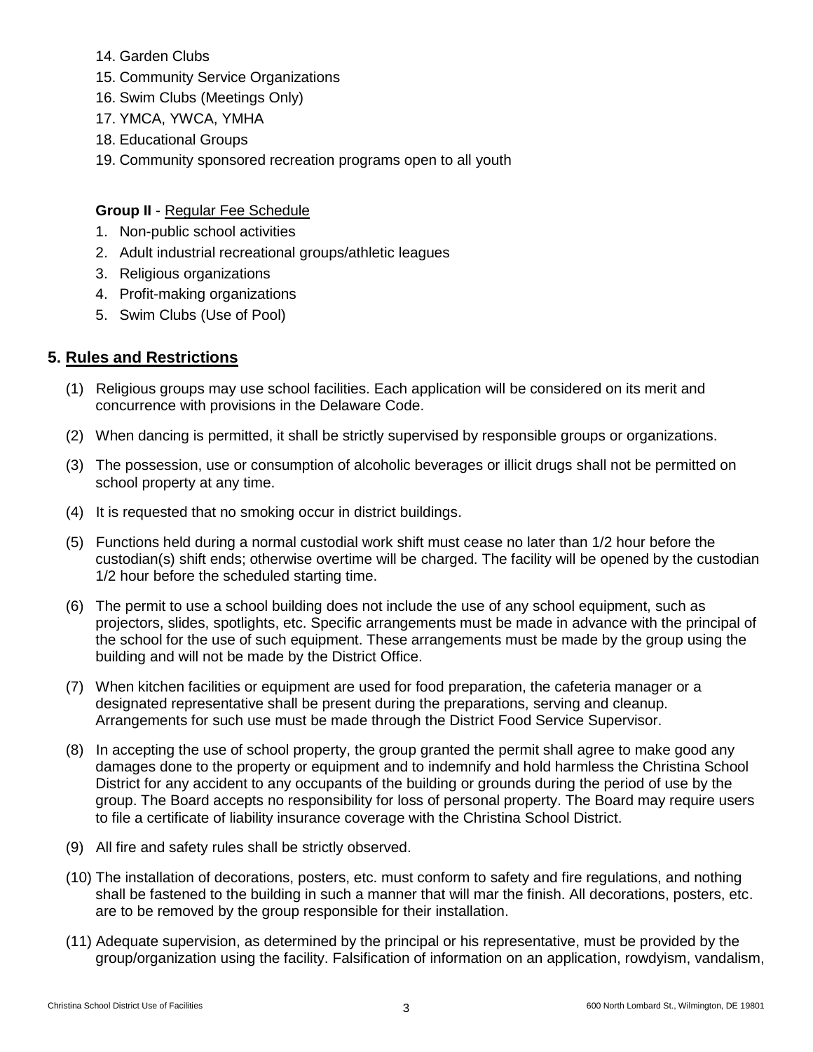14. Garden Clubs
15. Community Service Organizations
16. Swim Clubs (Meetings Only)
17. YMCA, YWCA, YMHA
18. Educational Groups
19. Community sponsored recreation programs open to all youth

**Group II** - Regular Fee Schedule

1. Non-public school activities
2. Adult industrial recreational groups/athletic leagues
3. Religious organizations
4. Profit-making organizations
5. Swim Clubs (Use of Pool)

## 5. Rules and Restrictions

(1) Religious groups may use school facilities. Each application will be considered on its merit and concurrence with provisions in the Delaware Code.

(2) When dancing is permitted, it shall be strictly supervised by responsible groups or organizations.

(3) The possession, use or consumption of alcoholic beverages or illicit drugs shall not be permitted on school property at any time.

(4) It is requested that no smoking occur in district buildings.

(5) Functions held during a normal custodial work shift must cease no later than 1/2 hour before the custodian(s) shift ends; otherwise overtime will be charged. The facility will be opened by the custodian 1/2 hour before the scheduled starting time.

(6) The permit to use a school building does not include the use of any school equipment, such as projectors, slides, spotlights, etc. Specific arrangements must be made in advance with the principal of the school for the use of such equipment. These arrangements must be made by the group using the building and will not be made by the District Office.

(7) When kitchen facilities or equipment are used for food preparation, the cafeteria manager or a designated representative shall be present during the preparations, serving and cleanup. Arrangements for such use must be made through the District Food Service Supervisor.

(8) In accepting the use of school property, the group granted the permit shall agree to make good any damages done to the property or equipment and to indemnify and hold harmless the Christina School District for any accident to any occupants of the building or grounds during the period of use by the group. The Board accepts no responsibility for loss of personal property. The Board may require users to file a certificate of liability insurance coverage with the Christina School District.

(9) All fire and safety rules shall be strictly observed.

(10) The installation of decorations, posters, etc. must conform to safety and fire regulations, and nothing shall be fastened to the building in such a manner that will mar the finish. All decorations, posters, etc. are to be removed by the group responsible for their installation.

(11) Adequate supervision, as determined by the principal or his representative, must be provided by the group/organization using the facility. Falsification of information on an application, rowdyism, vandalism,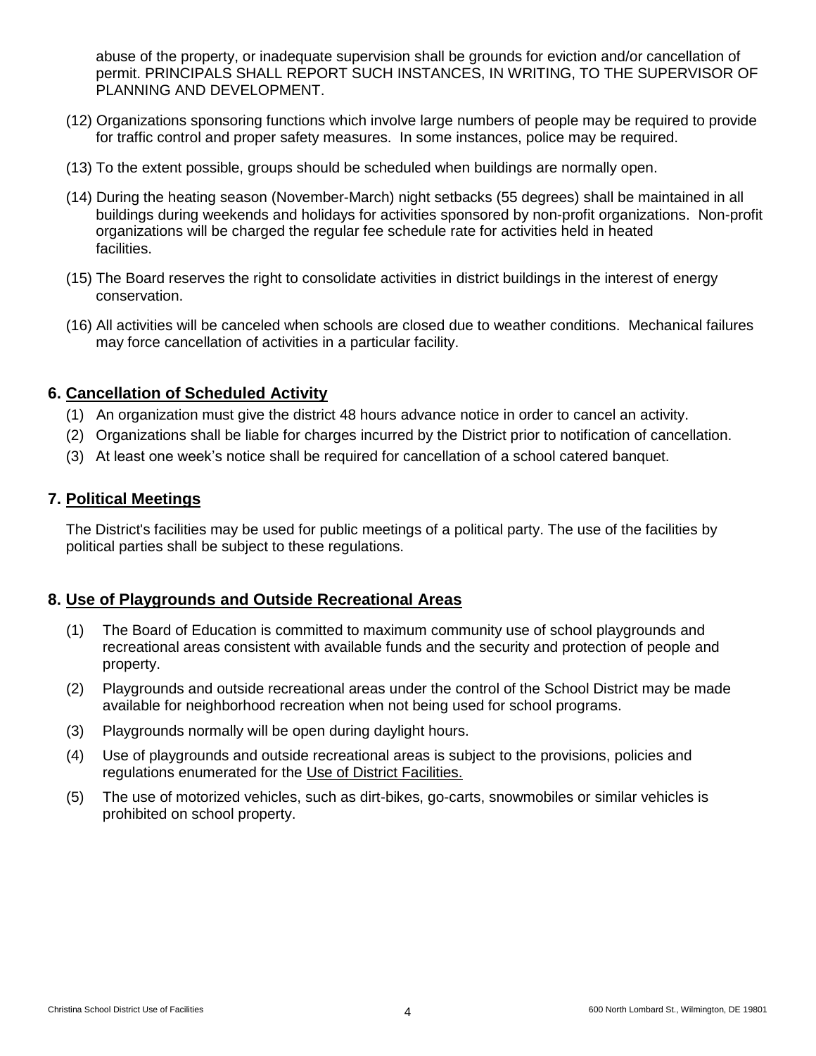abuse of the property, or inadequate supervision shall be grounds for eviction and/or cancellation of permit. PRINCIPALS SHALL REPORT SUCH INSTANCES, IN WRITING, TO THE SUPERVISOR OF PLANNING AND DEVELOPMENT.

(12) Organizations sponsoring functions which involve large numbers of people may be required to provide for traffic control and proper safety measures. In some instances, police may be required.

(13) To the extent possible, groups should be scheduled when buildings are normally open.

(14) During the heating season (November-March) night setbacks (55 degrees) shall be maintained in all buildings during weekends and holidays for activities sponsored by non-profit organizations. Non-profit organizations will be charged the regular fee schedule rate for activities held in heated facilities.

(15) The Board reserves the right to consolidate activities in district buildings in the interest of energy conservation.

(16) All activities will be canceled when schools are closed due to weather conditions. Mechanical failures may force cancellation of activities in a particular facility.

## 6. Cancellation of Scheduled Activity

(1) An organization must give the district 48 hours advance notice in order to cancel an activity.

(2) Organizations shall be liable for charges incurred by the District prior to notification of cancellation.

(3) At least one week's notice shall be required for cancellation of a school catered banquet.

## 7. Political Meetings

The District's facilities may be used for public meetings of a political party. The use of the facilities by political parties shall be subject to these regulations.

## 8. Use of Playgrounds and Outside Recreational Areas

(1) The Board of Education is committed to maximum community use of school playgrounds and recreational areas consistent with available funds and the security and protection of people and property.

(2) Playgrounds and outside recreational areas under the control of the School District may be made available for neighborhood recreation when not being used for school programs.

(3) Playgrounds normally will be open during daylight hours.

(4) Use of playgrounds and outside recreational areas is subject to the provisions, policies and regulations enumerated for the Use of District Facilities.

(5) The use of motorized vehicles, such as dirt-bikes, go-carts, snowmobiles or similar vehicles is prohibited on school property.